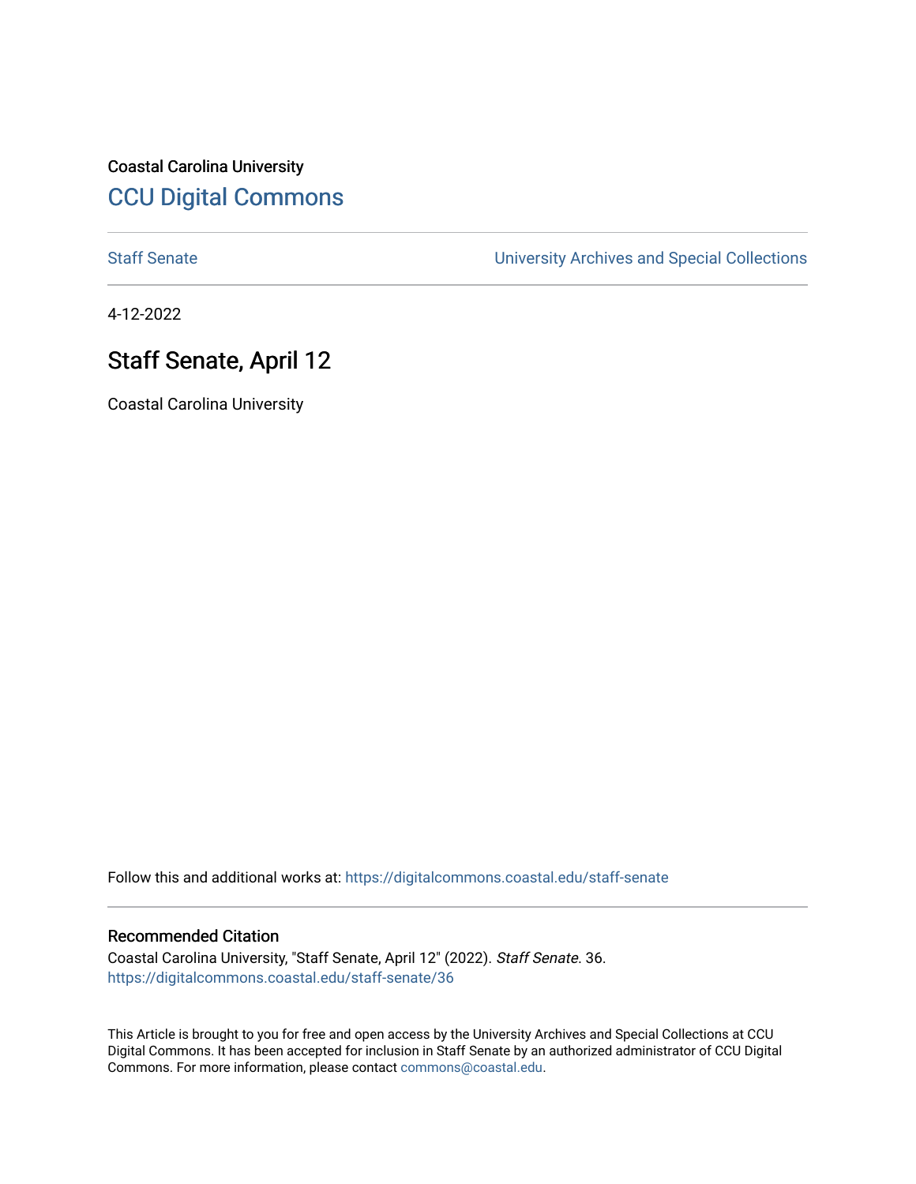Coastal Carolina University

# CCU Digital Commons

Staff Senate

University Archives and Special Collections

4-12-2022

## Staff Senate, April 12

Coastal Carolina University

Follow this and additional works at: https://digitalcommons.coastal.edu/staff-senate

### Recommended Citation

Coastal Carolina University, "Staff Senate, April 12" (2022). *Staff Senate*. 36.
https://digitalcommons.coastal.edu/staff-senate/36

This Article is brought to you for free and open access by the University Archives and Special Collections at CCU Digital Commons. It has been accepted for inclusion in Staff Senate by an authorized administrator of CCU Digital Commons. For more information, please contact commons@coastal.edu.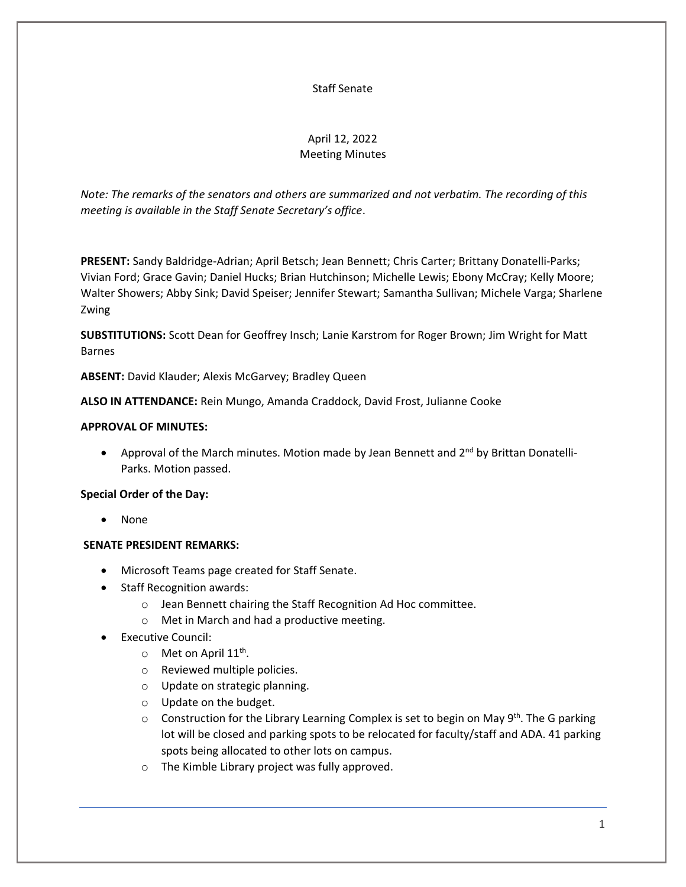Staff Senate

April 12, 2022
Meeting Minutes

*Note: The remarks of the senators and others are summarized and not verbatim. The recording of this meeting is available in the Staff Senate Secretary's office*.

**PRESENT:** Sandy Baldridge-Adrian; April Betsch; Jean Bennett; Chris Carter; Brittany Donatelli-Parks; Vivian Ford; Grace Gavin; Daniel Hucks; Brian Hutchinson; Michelle Lewis; Ebony McCray; Kelly Moore; Walter Showers; Abby Sink; David Speiser; Jennifer Stewart; Samantha Sullivan; Michele Varga; Sharlene Zwing

**SUBSTITUTIONS:** Scott Dean for Geoffrey Insch; Lanie Karstrom for Roger Brown; Jim Wright for Matt Barnes

**ABSENT:** David Klauder; Alexis McGarvey; Bradley Queen

**ALSO IN ATTENDANCE:** Rein Mungo, Amanda Craddock, David Frost, Julianne Cooke

**APPROVAL OF MINUTES:**

- Approval of the March minutes. Motion made by Jean Bennett and 2nd by Brittan Donatelli-Parks. Motion passed.

**Special Order of the Day:**

- None

**SENATE PRESIDENT REMARKS:**

- Microsoft Teams page created for Staff Senate.
- Staff Recognition awards:
  - Jean Bennett chairing the Staff Recognition Ad Hoc committee.
  - Met in March and had a productive meeting.
- Executive Council:
  - Met on April 11th.
  - Reviewed multiple policies.
  - Update on strategic planning.
  - Update on the budget.
  - Construction for the Library Learning Complex is set to begin on May 9th. The G parking lot will be closed and parking spots to be relocated for faculty/staff and ADA. 41 parking spots being allocated to other lots on campus.
  - The Kimble Library project was fully approved.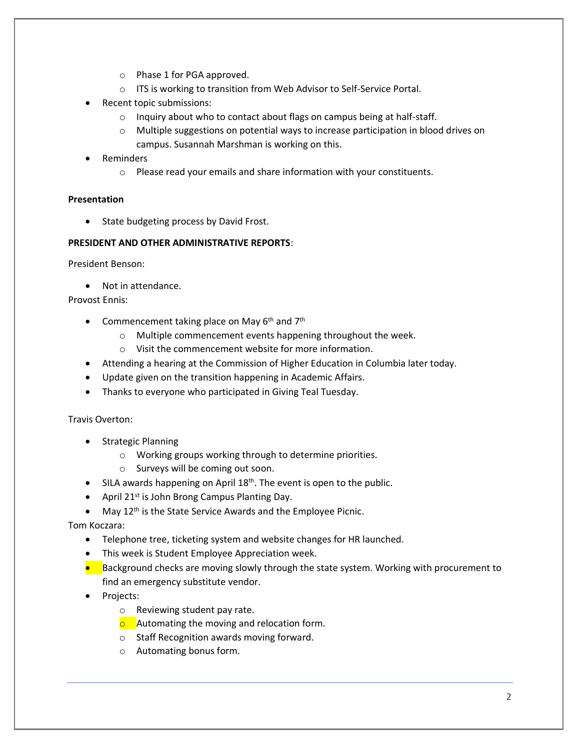- Phase 1 for PGA approved.
  - ITS is working to transition from Web Advisor to Self-Service Portal.
- Recent topic submissions:
  - Inquiry about who to contact about flags on campus being at half-staff.
  - Multiple suggestions on potential ways to increase participation in blood drives on campus. Susannah Marshman is working on this.
- Reminders
  - Please read your emails and share information with your constituents.

**Presentation**

- State budgeting process by David Frost.

**PRESIDENT AND OTHER ADMINISTRATIVE REPORTS**:

President Benson:

- Not in attendance.

Provost Ennis:

- Commencement taking place on May 6th and 7th
  - Multiple commencement events happening throughout the week.
  - Visit the commencement website for more information.
- Attending a hearing at the Commission of Higher Education in Columbia later today.
- Update given on the transition happening in Academic Affairs.
- Thanks to everyone who participated in Giving Teal Tuesday.

Travis Overton:

- Strategic Planning
  - Working groups working through to determine priorities.
  - Surveys will be coming out soon.
- SILA awards happening on April 18th. The event is open to the public.
- April 21st is John Brong Campus Planting Day.
- May 12th is the State Service Awards and the Employee Picnic.

Tom Koczara:

- Telephone tree, ticketing system and website changes for HR launched.
- This week is Student Employee Appreciation week.
- Background checks are moving slowly through the state system. Working with procurement to find an emergency substitute vendor.
- Projects:
  - Reviewing student pay rate.
  - Automating the moving and relocation form.
  - Staff Recognition awards moving forward.
  - Automating bonus form.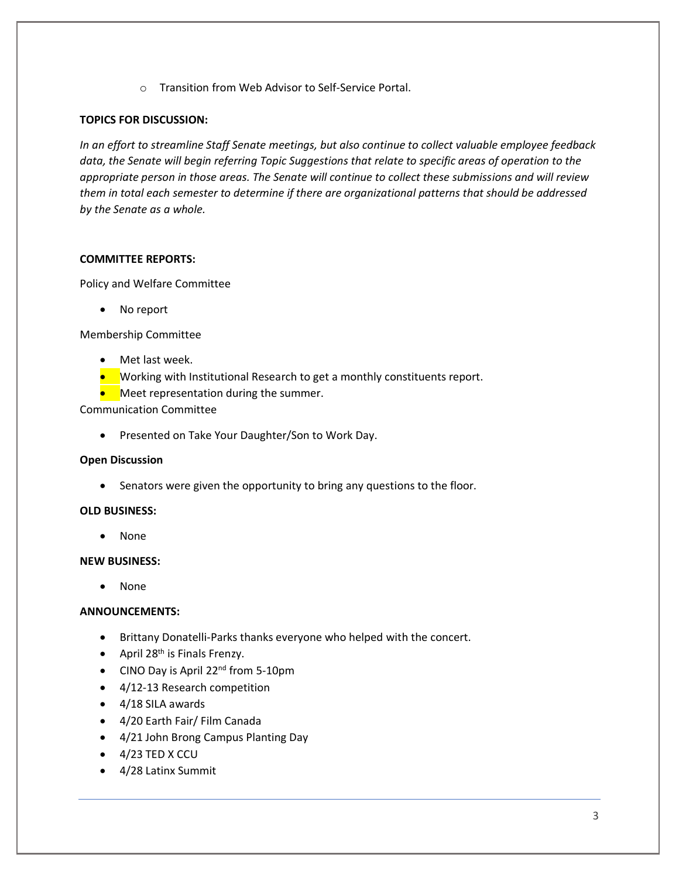- Transition from Web Advisor to Self-Service Portal.

**TOPICS FOR DISCUSSION:**

*In an effort to streamline Staff Senate meetings, but also continue to collect valuable employee feedback data, the Senate will begin referring Topic Suggestions that relate to specific areas of operation to the appropriate person in those areas. The Senate will continue to collect these submissions and will review them in total each semester to determine if there are organizational patterns that should be addressed by the Senate as a whole.*

**COMMITTEE REPORTS:**

Policy and Welfare Committee

- No report

Membership Committee

- Met last week.
- Working with Institutional Research to get a monthly constituents report.
- Meet representation during the summer.

Communication Committee

- Presented on Take Your Daughter/Son to Work Day.

**Open Discussion**

- Senators were given the opportunity to bring any questions to the floor.

**OLD BUSINESS:**

- None

**NEW BUSINESS:**

- None

**ANNOUNCEMENTS:**

- Brittany Donatelli-Parks thanks everyone who helped with the concert.
- April 28th is Finals Frenzy.
- CINO Day is April 22nd from 5-10pm
- 4/12-13 Research competition
- 4/18 SILA awards
- 4/20 Earth Fair/ Film Canada
- 4/21 John Brong Campus Planting Day
- 4/23 TED X CCU
- 4/28 Latinx Summit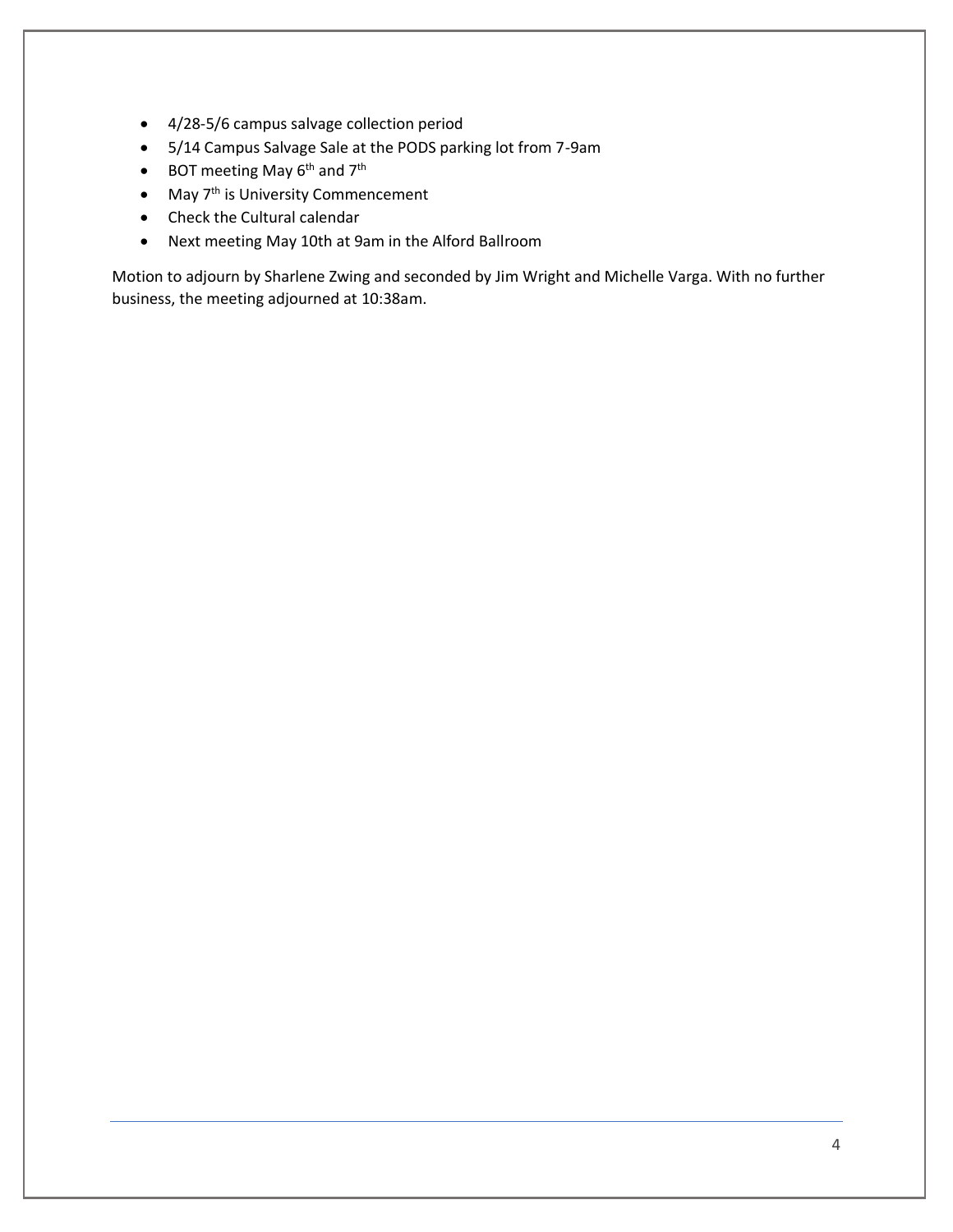- 4/28-5/6 campus salvage collection period
- 5/14 Campus Salvage Sale at the PODS parking lot from 7-9am
- BOT meeting May 6th and 7th
- May 7th is University Commencement
- Check the Cultural calendar
- Next meeting May 10th at 9am in the Alford Ballroom

Motion to adjourn by Sharlene Zwing and seconded by Jim Wright and Michelle Varga. With no further business, the meeting adjourned at 10:38am.